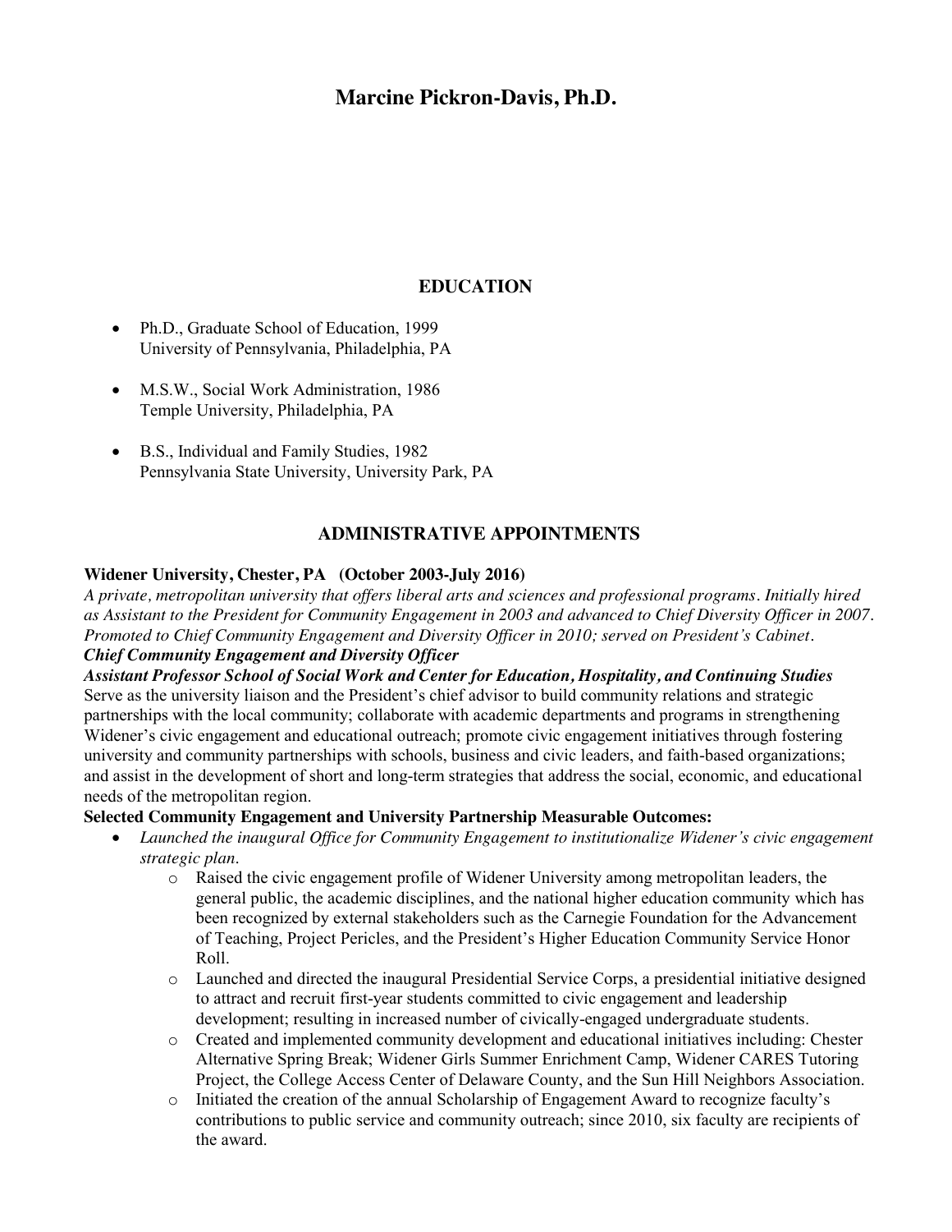# Marcine Pickron-Davis, Ph.D.

## EDUCATION

- Ph.D., Graduate School of Education, 1999
  University of Pennsylvania, Philadelphia, PA

- M.S.W., Social Work Administration, 1986
  Temple University, Philadelphia, PA

- B.S., Individual and Family Studies, 1982
  Pennsylvania State University, University Park, PA

## ADMINISTRATIVE APPOINTMENTS

**Widener University, Chester, PA (October 2003-July 2016)**
*A private, metropolitan university that offers liberal arts and sciences and professional programs. Initially hired as Assistant to the President for Community Engagement in 2003 and advanced to Chief Diversity Officer in 2007. Promoted to Chief Community Engagement and Diversity Officer in 2010; served on President's Cabinet.*
***Chief Community Engagement and Diversity Officer***
***Assistant Professor School of Social Work and Center for Education, Hospitality, and Continuing Studies***
Serve as the university liaison and the President's chief advisor to build community relations and strategic partnerships with the local community; collaborate with academic departments and programs in strengthening Widener's civic engagement and educational outreach; promote civic engagement initiatives through fostering university and community partnerships with schools, business and civic leaders, and faith-based organizations; and assist in the development of short and long-term strategies that address the social, economic, and educational needs of the metropolitan region.

**Selected Community Engagement and University Partnership Measurable Outcomes:**

- *Launched the inaugural Office for Community Engagement to institutionalize Widener's civic engagement strategic plan.*
  - Raised the civic engagement profile of Widener University among metropolitan leaders, the general public, the academic disciplines, and the national higher education community which has been recognized by external stakeholders such as the Carnegie Foundation for the Advancement of Teaching, Project Pericles, and the President's Higher Education Community Service Honor Roll.
  - Launched and directed the inaugural Presidential Service Corps, a presidential initiative designed to attract and recruit first-year students committed to civic engagement and leadership development; resulting in increased number of civically-engaged undergraduate students.
  - Created and implemented community development and educational initiatives including: Chester Alternative Spring Break; Widener Girls Summer Enrichment Camp, Widener CARES Tutoring Project, the College Access Center of Delaware County, and the Sun Hill Neighbors Association.
  - Initiated the creation of the annual Scholarship of Engagement Award to recognize faculty's contributions to public service and community outreach; since 2010, six faculty are recipients of the award.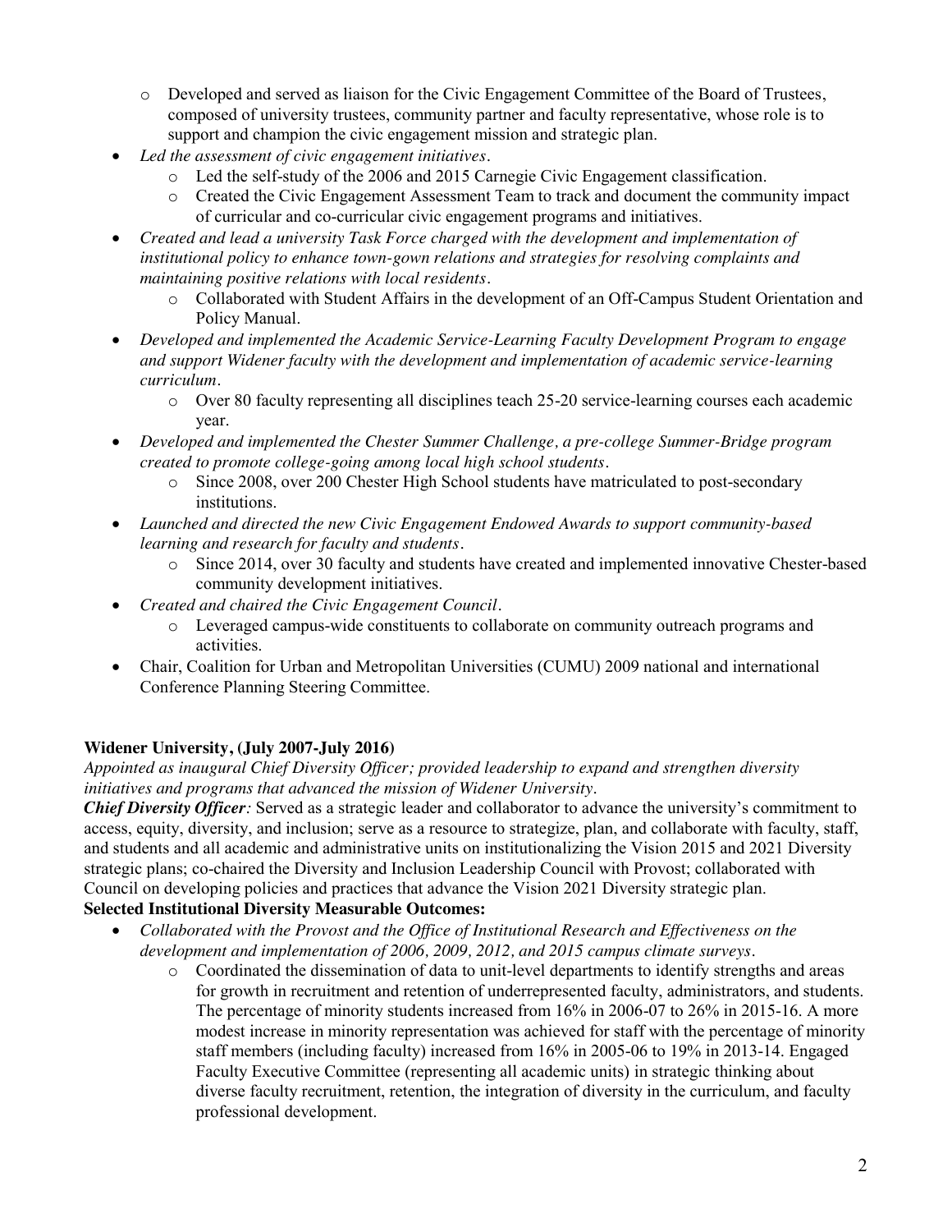- Developed and served as liaison for the Civic Engagement Committee of the Board of Trustees, composed of university trustees, community partner and faculty representative, whose role is to support and champion the civic engagement mission and strategic plan.
- *Led the assessment of civic engagement initiatives.*
  - Led the self-study of the 2006 and 2015 Carnegie Civic Engagement classification.
  - Created the Civic Engagement Assessment Team to track and document the community impact of curricular and co-curricular civic engagement programs and initiatives.
- *Created and lead a university Task Force charged with the development and implementation of institutional policy to enhance town-gown relations and strategies for resolving complaints and maintaining positive relations with local residents.*
  - Collaborated with Student Affairs in the development of an Off-Campus Student Orientation and Policy Manual.
- *Developed and implemented the Academic Service-Learning Faculty Development Program to engage and support Widener faculty with the development and implementation of academic service-learning curriculum.*
  - Over 80 faculty representing all disciplines teach 25-20 service-learning courses each academic year.
- *Developed and implemented the Chester Summer Challenge, a pre-college Summer-Bridge program created to promote college-going among local high school students.*
  - Since 2008, over 200 Chester High School students have matriculated to post-secondary institutions.
- *Launched and directed the new Civic Engagement Endowed Awards to support community-based learning and research for faculty and students.*
  - Since 2014, over 30 faculty and students have created and implemented innovative Chester-based community development initiatives.
- *Created and chaired the Civic Engagement Council.*
  - Leveraged campus-wide constituents to collaborate on community outreach programs and activities.
- Chair, Coalition for Urban and Metropolitan Universities (CUMU) 2009 national and international Conference Planning Steering Committee.

**Widener University, (July 2007-July 2016)**

*Appointed as inaugural Chief Diversity Officer; provided leadership to expand and strengthen diversity initiatives and programs that advanced the mission of Widener University.*

***Chief Diversity Officer**:* Served as a strategic leader and collaborator to advance the university's commitment to access, equity, diversity, and inclusion; serve as a resource to strategize, plan, and collaborate with faculty, staff, and students and all academic and administrative units on institutionalizing the Vision 2015 and 2021 Diversity strategic plans; co-chaired the Diversity and Inclusion Leadership Council with Provost; collaborated with Council on developing policies and practices that advance the Vision 2021 Diversity strategic plan.

**Selected Institutional Diversity Measurable Outcomes:**

- *Collaborated with the Provost and the Office of Institutional Research and Effectiveness on the development and implementation of 2006, 2009, 2012, and 2015 campus climate surveys.*
  - Coordinated the dissemination of data to unit-level departments to identify strengths and areas for growth in recruitment and retention of underrepresented faculty, administrators, and students. The percentage of minority students increased from 16% in 2006-07 to 26% in 2015-16. A more modest increase in minority representation was achieved for staff with the percentage of minority staff members (including faculty) increased from 16% in 2005-06 to 19% in 2013-14. Engaged Faculty Executive Committee (representing all academic units) in strategic thinking about diverse faculty recruitment, retention, the integration of diversity in the curriculum, and faculty professional development.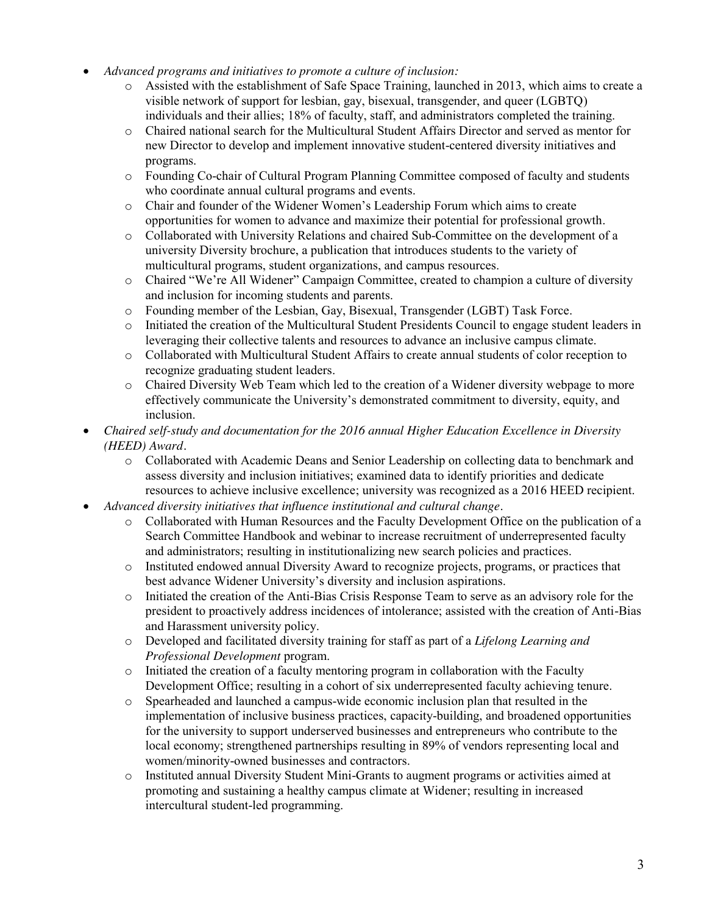- *Advanced programs and initiatives to promote a culture of inclusion:*
    - Assisted with the establishment of Safe Space Training, launched in 2013, which aims to create a visible network of support for lesbian, gay, bisexual, transgender, and queer (LGBTQ) individuals and their allies; 18% of faculty, staff, and administrators completed the training.
    - Chaired national search for the Multicultural Student Affairs Director and served as mentor for new Director to develop and implement innovative student-centered diversity initiatives and programs.
    - Founding Co-chair of Cultural Program Planning Committee composed of faculty and students who coordinate annual cultural programs and events.
    - Chair and founder of the Widener Women's Leadership Forum which aims to create opportunities for women to advance and maximize their potential for professional growth.
    - Collaborated with University Relations and chaired Sub-Committee on the development of a university Diversity brochure, a publication that introduces students to the variety of multicultural programs, student organizations, and campus resources.
    - Chaired "We're All Widener" Campaign Committee, created to champion a culture of diversity and inclusion for incoming students and parents.
    - Founding member of the Lesbian, Gay, Bisexual, Transgender (LGBT) Task Force.
    - Initiated the creation of the Multicultural Student Presidents Council to engage student leaders in leveraging their collective talents and resources to advance an inclusive campus climate.
    - Collaborated with Multicultural Student Affairs to create annual students of color reception to recognize graduating student leaders.
    - Chaired Diversity Web Team which led to the creation of a Widener diversity webpage to more effectively communicate the University's demonstrated commitment to diversity, equity, and inclusion.
- *Chaired self-study and documentation for the 2016 annual Higher Education Excellence in Diversity (HEED) Award*.
    - Collaborated with Academic Deans and Senior Leadership on collecting data to benchmark and assess diversity and inclusion initiatives; examined data to identify priorities and dedicate resources to achieve inclusive excellence; university was recognized as a 2016 HEED recipient.
- *Advanced diversity initiatives that influence institutional and cultural change*.
    - Collaborated with Human Resources and the Faculty Development Office on the publication of a Search Committee Handbook and webinar to increase recruitment of underrepresented faculty and administrators; resulting in institutionalizing new search policies and practices.
    - Instituted endowed annual Diversity Award to recognize projects, programs, or practices that best advance Widener University's diversity and inclusion aspirations.
    - Initiated the creation of the Anti-Bias Crisis Response Team to serve as an advisory role for the president to proactively address incidences of intolerance; assisted with the creation of Anti-Bias and Harassment university policy.
    - Developed and facilitated diversity training for staff as part of a *Lifelong Learning and Professional Development* program.
    - Initiated the creation of a faculty mentoring program in collaboration with the Faculty Development Office; resulting in a cohort of six underrepresented faculty achieving tenure.
    - Spearheaded and launched a campus-wide economic inclusion plan that resulted in the implementation of inclusive business practices, capacity-building, and broadened opportunities for the university to support underserved businesses and entrepreneurs who contribute to the local economy; strengthened partnerships resulting in 89% of vendors representing local and women/minority-owned businesses and contractors.
    - Instituted annual Diversity Student Mini-Grants to augment programs or activities aimed at promoting and sustaining a healthy campus climate at Widener; resulting in increased intercultural student-led programming.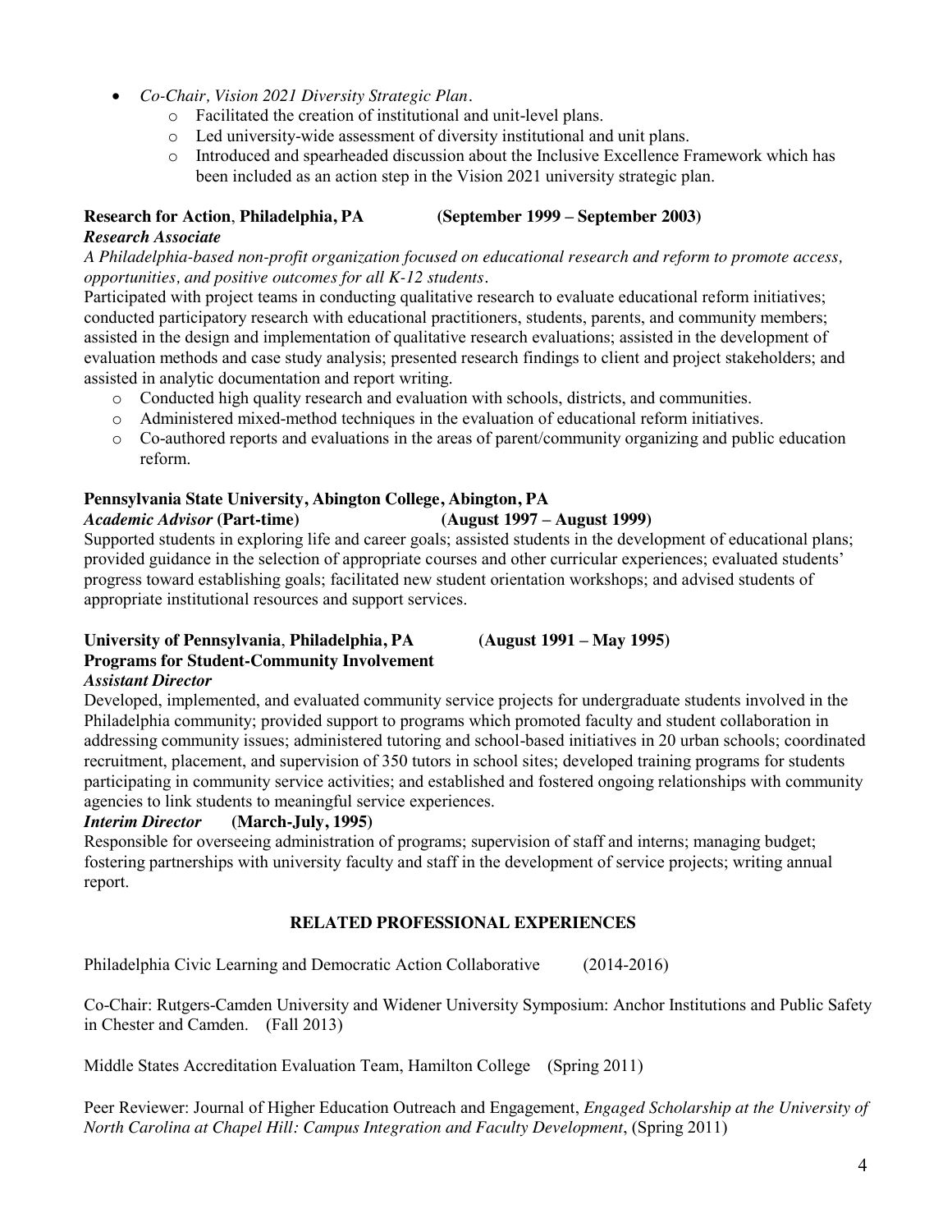- *Co-Chair, Vision 2021 Diversity Strategic Plan.*
    - Facilitated the creation of institutional and unit-level plans.
    - Led university-wide assessment of diversity institutional and unit plans.
    - Introduced and spearheaded discussion about the Inclusive Excellence Framework which has been included as an action step in the Vision 2021 university strategic plan.

**Research for Action**, **Philadelphia, PA** **(September 1999 – September 2003)**
***Research Associate***

*A Philadelphia-based non-profit organization focused on educational research and reform to promote access, opportunities, and positive outcomes for all K-12 students.*

Participated with project teams in conducting qualitative research to evaluate educational reform initiatives; conducted participatory research with educational practitioners, students, parents, and community members; assisted in the design and implementation of qualitative research evaluations; assisted in the development of evaluation methods and case study analysis; presented research findings to client and project stakeholders; and assisted in analytic documentation and report writing.

- Conducted high quality research and evaluation with schools, districts, and communities.
- Administered mixed-method techniques in the evaluation of educational reform initiatives.
- Co-authored reports and evaluations in the areas of parent/community organizing and public education reform.

**Pennsylvania State University, Abington College, Abington, PA**
***Academic Advisor* (Part-time)** **(August 1997 – August 1999)**

Supported students in exploring life and career goals; assisted students in the development of educational plans; provided guidance in the selection of appropriate courses and other curricular experiences; evaluated students' progress toward establishing goals; facilitated new student orientation workshops; and advised students of appropriate institutional resources and support services.

**University of Pennsylvania**, **Philadelphia, PA** **(August 1991 – May 1995)**
**Programs for Student-Community Involvement**
***Assistant Director***

Developed, implemented, and evaluated community service projects for undergraduate students involved in the Philadelphia community; provided support to programs which promoted faculty and student collaboration in addressing community issues; administered tutoring and school-based initiatives in 20 urban schools; coordinated recruitment, placement, and supervision of 350 tutors in school sites; developed training programs for students participating in community service activities; and established and fostered ongoing relationships with community agencies to link students to meaningful service experiences.

***Interim Director*** **(March-July, 1995)**

Responsible for overseeing administration of programs; supervision of staff and interns; managing budget; fostering partnerships with university faculty and staff in the development of service projects; writing annual report.

## RELATED PROFESSIONAL EXPERIENCES

Philadelphia Civic Learning and Democratic Action Collaborative (2014-2016)

Co-Chair: Rutgers-Camden University and Widener University Symposium: Anchor Institutions and Public Safety in Chester and Camden. (Fall 2013)

Middle States Accreditation Evaluation Team, Hamilton College (Spring 2011)

Peer Reviewer: Journal of Higher Education Outreach and Engagement, *Engaged Scholarship at the University of North Carolina at Chapel Hill: Campus Integration and Faculty Development*, (Spring 2011)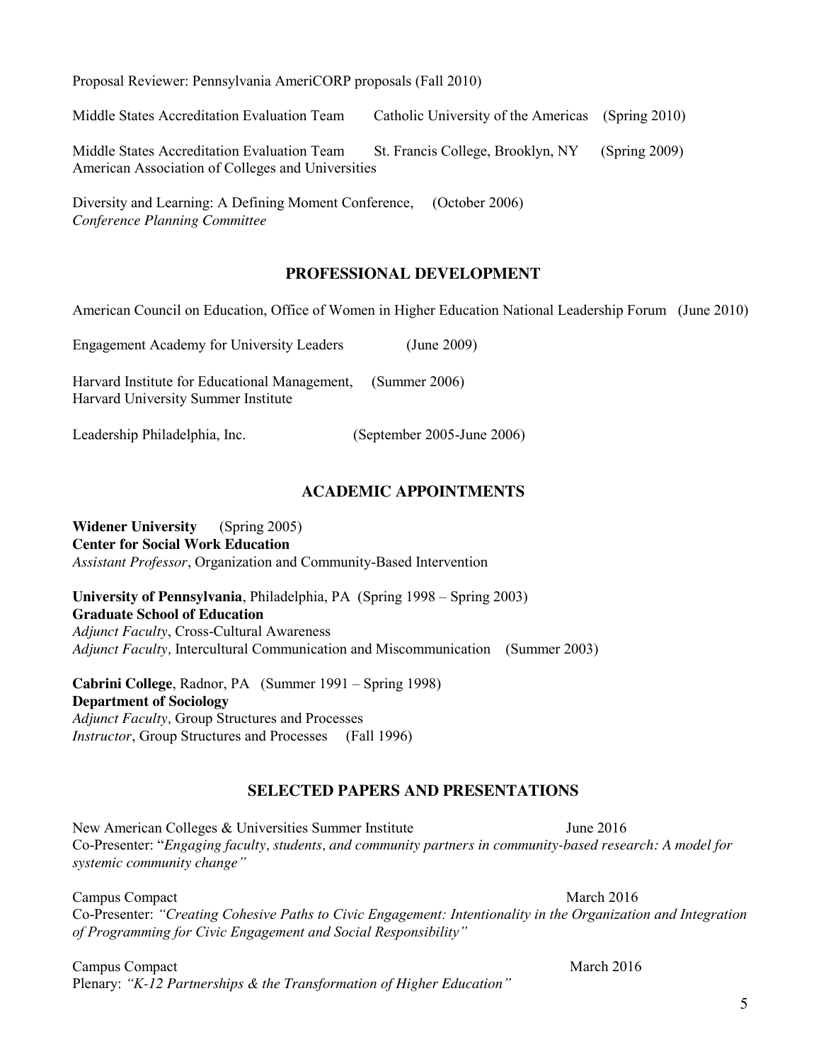Proposal Reviewer: Pennsylvania AmeriCORP proposals (Fall 2010)

Middle States Accreditation Evaluation Team Catholic University of the Americas (Spring 2010)

Middle States Accreditation Evaluation Team St. Francis College, Brooklyn, NY (Spring 2009)
American Association of Colleges and Universities

Diversity and Learning: A Defining Moment Conference, (October 2006)
*Conference Planning Committee*

## PROFESSIONAL DEVELOPMENT

American Council on Education, Office of Women in Higher Education National Leadership Forum (June 2010)

Engagement Academy for University Leaders (June 2009)

Harvard Institute for Educational Management, (Summer 2006)
Harvard University Summer Institute

Leadership Philadelphia, Inc. (September 2005-June 2006)

## ACADEMIC APPOINTMENTS

**Widener University** (Spring 2005)
**Center for Social Work Education**
*Assistant Professor*, Organization and Community-Based Intervention

**University of Pennsylvania**, Philadelphia, PA (Spring 1998 – Spring 2003)
**Graduate School of Education**
*Adjunct Faculty*, Cross-Cultural Awareness
*Adjunct Faculty,* Intercultural Communication and Miscommunication (Summer 2003)

**Cabrini College**, Radnor, PA (Summer 1991 – Spring 1998)
**Department of Sociology**
*Adjunct Faculty,* Group Structures and Processes
*Instructor*, Group Structures and Processes (Fall 1996)

## SELECTED PAPERS AND PRESENTATIONS

New American Colleges & Universities Summer Institute June 2016
Co-Presenter: "*Engaging faculty, students, and community partners in community-based research: A model for systemic community change"*

Campus Compact March 2016
Co-Presenter: *"Creating Cohesive Paths to Civic Engagement: Intentionality in the Organization and Integration of Programming for Civic Engagement and Social Responsibility"*

Campus Compact March 2016
Plenary: *"K-12 Partnerships & the Transformation of Higher Education"*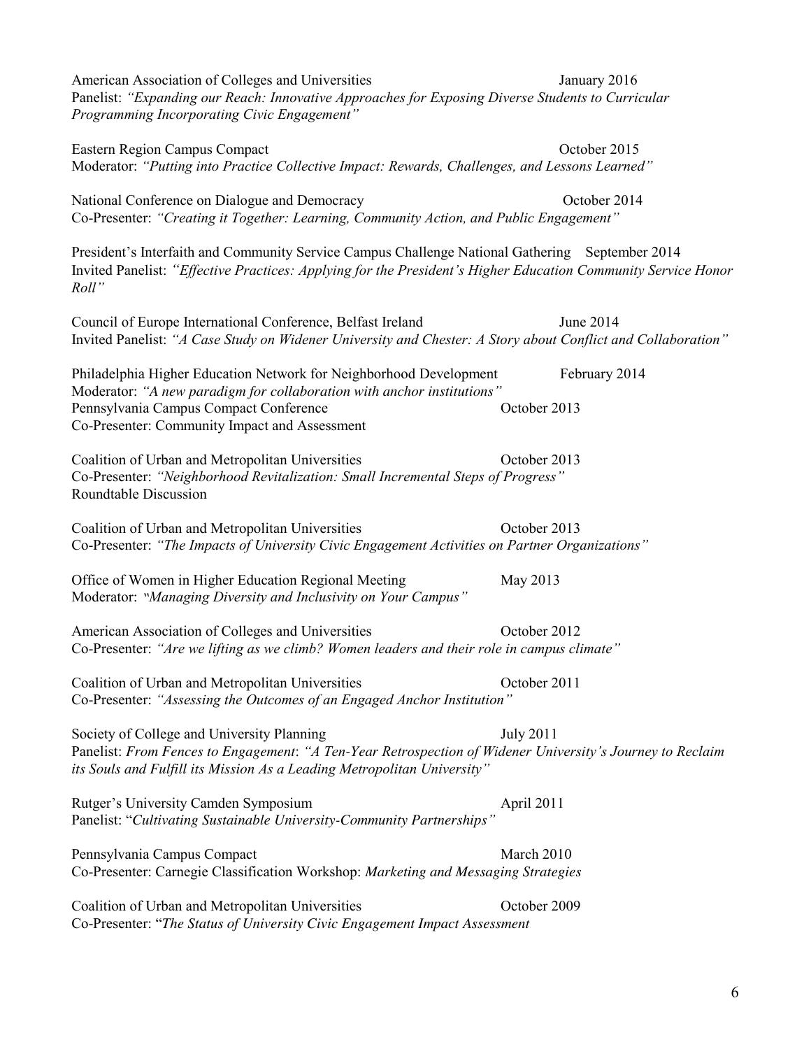American Association of Colleges and Universities January 2016
Panelist: *"Expanding our Reach: Innovative Approaches for Exposing Diverse Students to Curricular Programming Incorporating Civic Engagement"*

Eastern Region Campus Compact October 2015
Moderator: *"Putting into Practice Collective Impact: Rewards, Challenges, and Lessons Learned"*

National Conference on Dialogue and Democracy October 2014
Co-Presenter: *"Creating it Together: Learning, Community Action, and Public Engagement"*

President's Interfaith and Community Service Campus Challenge National Gathering September 2014
Invited Panelist: *"Effective Practices: Applying for the President's Higher Education Community Service Honor Roll"*

Council of Europe International Conference, Belfast Ireland June 2014
Invited Panelist: *"A Case Study on Widener University and Chester: A Story about Conflict and Collaboration"*

Philadelphia Higher Education Network for Neighborhood Development February 2014
Moderator: *"A new paradigm for collaboration with anchor institutions"*
Pennsylvania Campus Compact Conference October 2013
Co-Presenter: Community Impact and Assessment

Coalition of Urban and Metropolitan Universities October 2013
Co-Presenter: *"Neighborhood Revitalization: Small Incremental Steps of Progress"*
Roundtable Discussion

Coalition of Urban and Metropolitan Universities October 2013
Co-Presenter: *"The Impacts of University Civic Engagement Activities on Partner Organizations"*

Office of Women in Higher Education Regional Meeting May 2013
Moderator: *"Managing Diversity and Inclusivity on Your Campus"*

American Association of Colleges and Universities October 2012
Co-Presenter: *"Are we lifting as we climb? Women leaders and their role in campus climate"*

Coalition of Urban and Metropolitan Universities October 2011
Co-Presenter: *"Assessing the Outcomes of an Engaged Anchor Institution"*

Society of College and University Planning July 2011
Panelist: *From Fences to Engagement*: *"A Ten-Year Retrospection of Widener University's Journey to Reclaim its Souls and Fulfill its Mission As a Leading Metropolitan University"*

Rutger's University Camden Symposium April 2011
Panelist: "*Cultivating Sustainable University-Community Partnerships"*

Pennsylvania Campus Compact March 2010
Co-Presenter: Carnegie Classification Workshop: *Marketing and Messaging Strategies*

Coalition of Urban and Metropolitan Universities October 2009
Co-Presenter: "*The Status of University Civic Engagement Impact Assessment*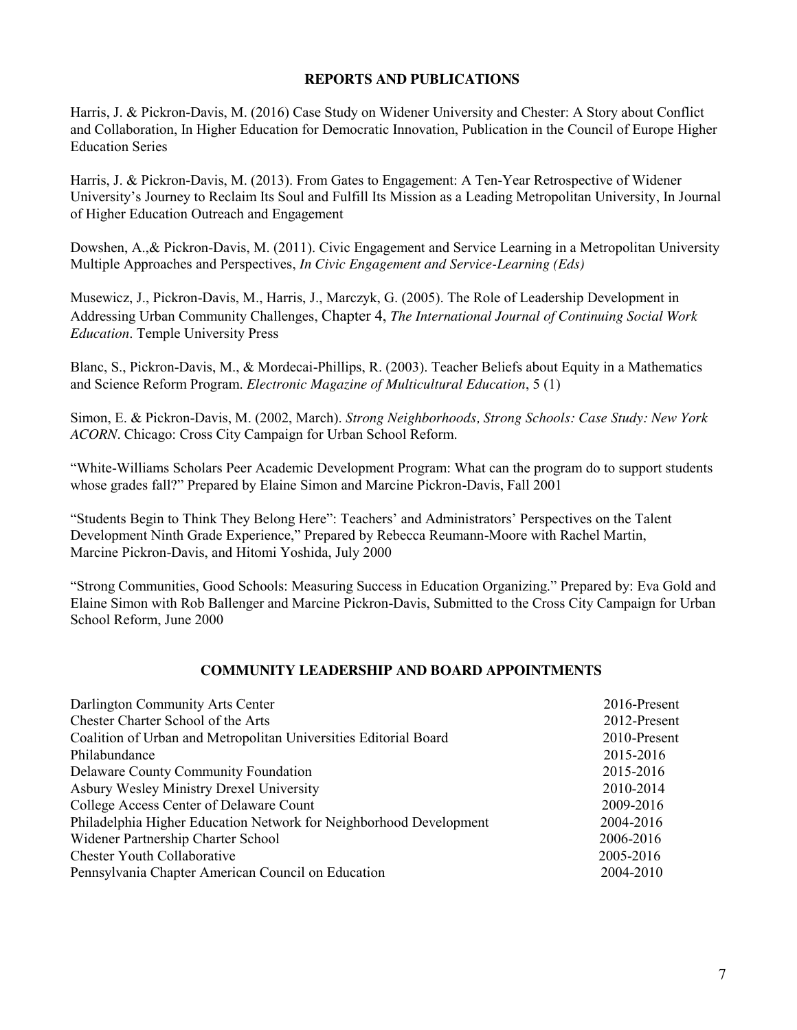## REPORTS AND PUBLICATIONS

Harris, J. & Pickron-Davis, M. (2016) Case Study on Widener University and Chester: A Story about Conflict and Collaboration, In Higher Education for Democratic Innovation, Publication in the Council of Europe Higher Education Series

Harris, J. & Pickron-Davis, M. (2013). From Gates to Engagement: A Ten-Year Retrospective of Widener University's Journey to Reclaim Its Soul and Fulfill Its Mission as a Leading Metropolitan University, In Journal of Higher Education Outreach and Engagement

Dowshen, A.,& Pickron-Davis, M. (2011). Civic Engagement and Service Learning in a Metropolitan University Multiple Approaches and Perspectives, *In Civic Engagement and Service-Learning (Eds)*

Musewicz, J., Pickron-Davis, M., Harris, J., Marczyk, G. (2005). The Role of Leadership Development in Addressing Urban Community Challenges, Chapter 4, *The International Journal of Continuing Social Work Education*. Temple University Press

Blanc, S., Pickron-Davis, M., & Mordecai-Phillips, R. (2003). Teacher Beliefs about Equity in a Mathematics and Science Reform Program. *Electronic Magazine of Multicultural Education*, 5 (1)

Simon, E. & Pickron-Davis, M. (2002, March). *Strong Neighborhoods, Strong Schools: Case Study: New York ACORN*. Chicago: Cross City Campaign for Urban School Reform.

"White-Williams Scholars Peer Academic Development Program: What can the program do to support students whose grades fall?" Prepared by Elaine Simon and Marcine Pickron-Davis, Fall 2001

"Students Begin to Think They Belong Here": Teachers' and Administrators' Perspectives on the Talent Development Ninth Grade Experience," Prepared by Rebecca Reumann-Moore with Rachel Martin, Marcine Pickron-Davis, and Hitomi Yoshida, July 2000

"Strong Communities, Good Schools: Measuring Success in Education Organizing." Prepared by: Eva Gold and Elaine Simon with Rob Ballenger and Marcine Pickron-Davis, Submitted to the Cross City Campaign for Urban School Reform, June 2000

## COMMUNITY LEADERSHIP AND BOARD APPOINTMENTS

| | |
|---|---|
| Darlington Community Arts Center | 2016-Present |
| Chester Charter School of the Arts | 2012-Present |
| Coalition of Urban and Metropolitan Universities Editorial Board | 2010-Present |
| Philabundance | 2015-2016 |
| Delaware County Community Foundation | 2015-2016 |
| Asbury Wesley Ministry Drexel University | 2010-2014 |
| College Access Center of Delaware Count | 2009-2016 |
| Philadelphia Higher Education Network for Neighborhood Development | 2004-2016 |
| Widener Partnership Charter School | 2006-2016 |
| Chester Youth Collaborative | 2005-2016 |
| Pennsylvania Chapter American Council on Education | 2004-2010 |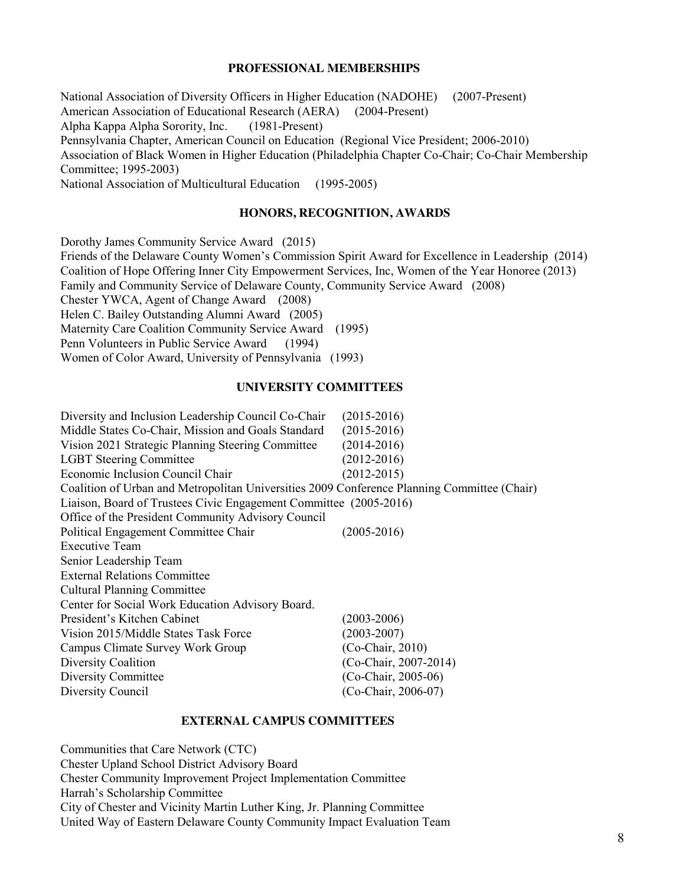## PROFESSIONAL MEMBERSHIPS

National Association of Diversity Officers in Higher Education (NADOHE) (2007-Present)
American Association of Educational Research (AERA) (2004-Present)
Alpha Kappa Alpha Sorority, Inc. (1981-Present)
Pennsylvania Chapter, American Council on Education (Regional Vice President; 2006-2010)
Association of Black Women in Higher Education (Philadelphia Chapter Co-Chair; Co-Chair Membership Committee; 1995-2003)
National Association of Multicultural Education (1995-2005)

## HONORS, RECOGNITION, AWARDS

Dorothy James Community Service Award (2015)
Friends of the Delaware County Women's Commission Spirit Award for Excellence in Leadership (2014)
Coalition of Hope Offering Inner City Empowerment Services, Inc, Women of the Year Honoree (2013)
Family and Community Service of Delaware County, Community Service Award (2008)
Chester YWCA, Agent of Change Award (2008)
Helen C. Bailey Outstanding Alumni Award (2005)
Maternity Care Coalition Community Service Award (1995)
Penn Volunteers in Public Service Award (1994)
Women of Color Award, University of Pennsylvania (1993)

## UNIVERSITY COMMITTEES

Diversity and Inclusion Leadership Council Co-Chair (2015-2016)
Middle States Co-Chair, Mission and Goals Standard (2015-2016)
Vision 2021 Strategic Planning Steering Committee (2014-2016)
LGBT Steering Committee (2012-2016)
Economic Inclusion Council Chair (2012-2015)
Coalition of Urban and Metropolitan Universities 2009 Conference Planning Committee (Chair)
Liaison, Board of Trustees Civic Engagement Committee (2005-2016)
Office of the President Community Advisory Council
Political Engagement Committee Chair (2005-2016)
Executive Team
Senior Leadership Team
External Relations Committee
Cultural Planning Committee
Center for Social Work Education Advisory Board.
President's Kitchen Cabinet (2003-2006)
Vision 2015/Middle States Task Force (2003-2007)
Campus Climate Survey Work Group (Co-Chair, 2010)
Diversity Coalition (Co-Chair, 2007-2014)
Diversity Committee (Co-Chair, 2005-06)
Diversity Council (Co-Chair, 2006-07)

## EXTERNAL CAMPUS COMMITTEES

Communities that Care Network (CTC)
Chester Upland School District Advisory Board
Chester Community Improvement Project Implementation Committee
Harrah's Scholarship Committee
City of Chester and Vicinity Martin Luther King, Jr. Planning Committee
United Way of Eastern Delaware County Community Impact Evaluation Team